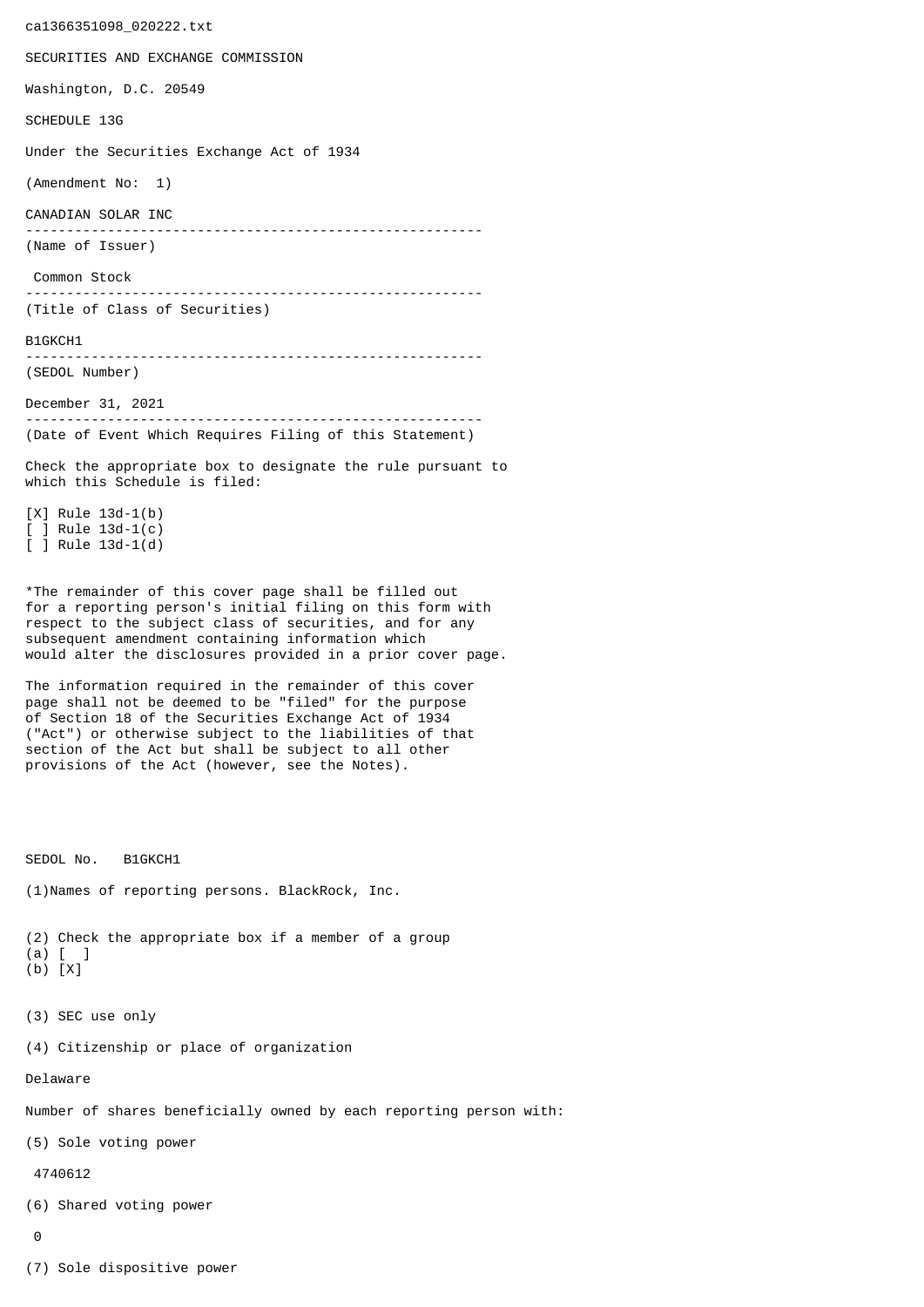ca1366351098_020222.txt

SECURITIES AND EXCHANGE COMMISSION

Washington, D.C. 20549

SCHEDULE 13G

Under the Securities Exchange Act of 1934

(Amendment No: 1)

CANADIAN SOLAR INC

--------------------------------------------------------

(Name of Issuer)

Common Stock

--------------------------------------------------------

(Title of Class of Securities)

B1GKCH1

--------------------------------------------------------

(SEDOL Number)

December 31, 2021

--------------------------------------------------------

(Date of Event Which Requires Filing of this Statement)

Check the appropriate box to designate the rule pursuant to which this Schedule is filed:

[X] Rule 13d-1(b)
[ ] Rule 13d-1(c)
[ ] Rule 13d-1(d)

*The remainder of this cover page shall be filled out for a reporting person's initial filing on this form with respect to the subject class of securities, and for any subsequent amendment containing information which would alter the disclosures provided in a prior cover page.

The information required in the remainder of this cover page shall not be deemed to be "filed" for the purpose of Section 18 of the Securities Exchange Act of 1934 ("Act") or otherwise subject to the liabilities of that section of the Act but shall be subject to all other provisions of the Act (however, see the Notes).

SEDOL No. B1GKCH1

(1)Names of reporting persons. BlackRock, Inc.

(2) Check the appropriate box if a member of a group
(a) [ ]
(b) [X]

(3) SEC use only

(4) Citizenship or place of organization

Delaware

Number of shares beneficially owned by each reporting person with:

(5) Sole voting power

4740612

(6) Shared voting power

0

(7) Sole dispositive power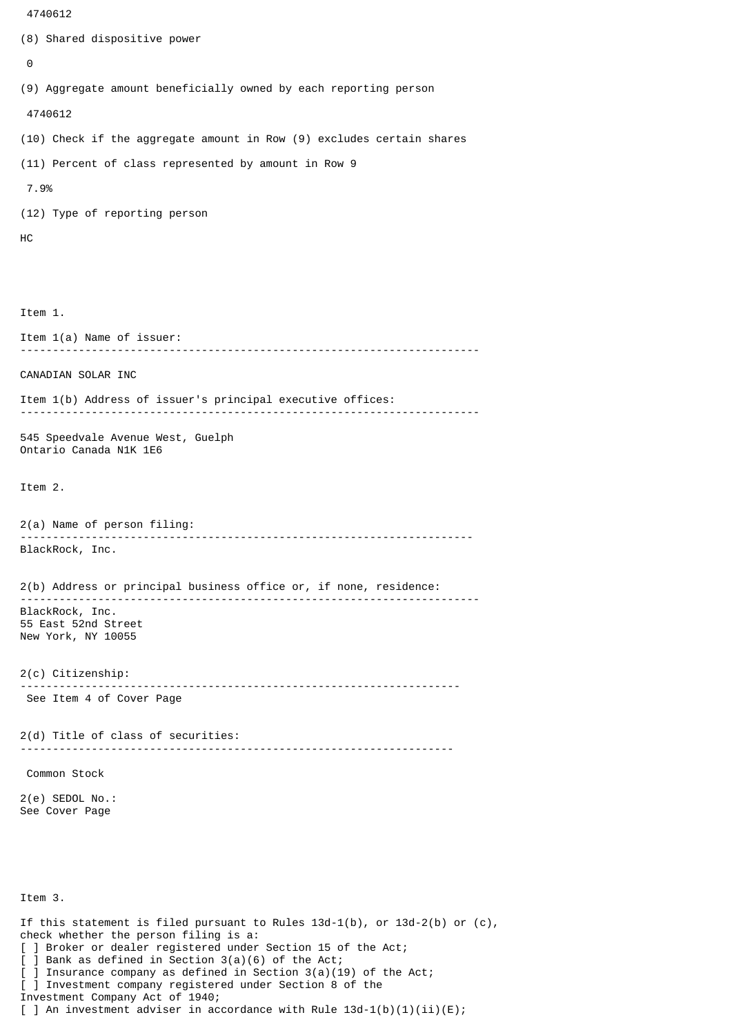4740612

(8) Shared dispositive power

0

(9) Aggregate amount beneficially owned by each reporting person

4740612

(10) Check if the aggregate amount in Row (9) excludes certain shares

(11) Percent of class represented by amount in Row 9

7.9%

(12) Type of reporting person

HC

Item 1.

Item 1(a) Name of issuer:

---

CANADIAN SOLAR INC

Item 1(b) Address of issuer's principal executive offices:

---

545 Speedvale Avenue West, Guelph
Ontario Canada N1K 1E6

Item 2.

2(a) Name of person filing:

---

BlackRock, Inc.

2(b) Address or principal business office or, if none, residence:

---

BlackRock, Inc.
55 East 52nd Street
New York, NY 10055

2(c) Citizenship:

---

See Item 4 of Cover Page

2(d) Title of class of securities:

---

Common Stock

2(e) SEDOL No.:
See Cover Page

Item 3.

If this statement is filed pursuant to Rules 13d-1(b), or 13d-2(b) or (c), check whether the person filing is a:
[ ] Broker or dealer registered under Section 15 of the Act;
[ ] Bank as defined in Section 3(a)(6) of the Act;
[ ] Insurance company as defined in Section 3(a)(19) of the Act;
[ ] Investment company registered under Section 8 of the Investment Company Act of 1940;
[ ] An investment adviser in accordance with Rule 13d-1(b)(1)(ii)(E);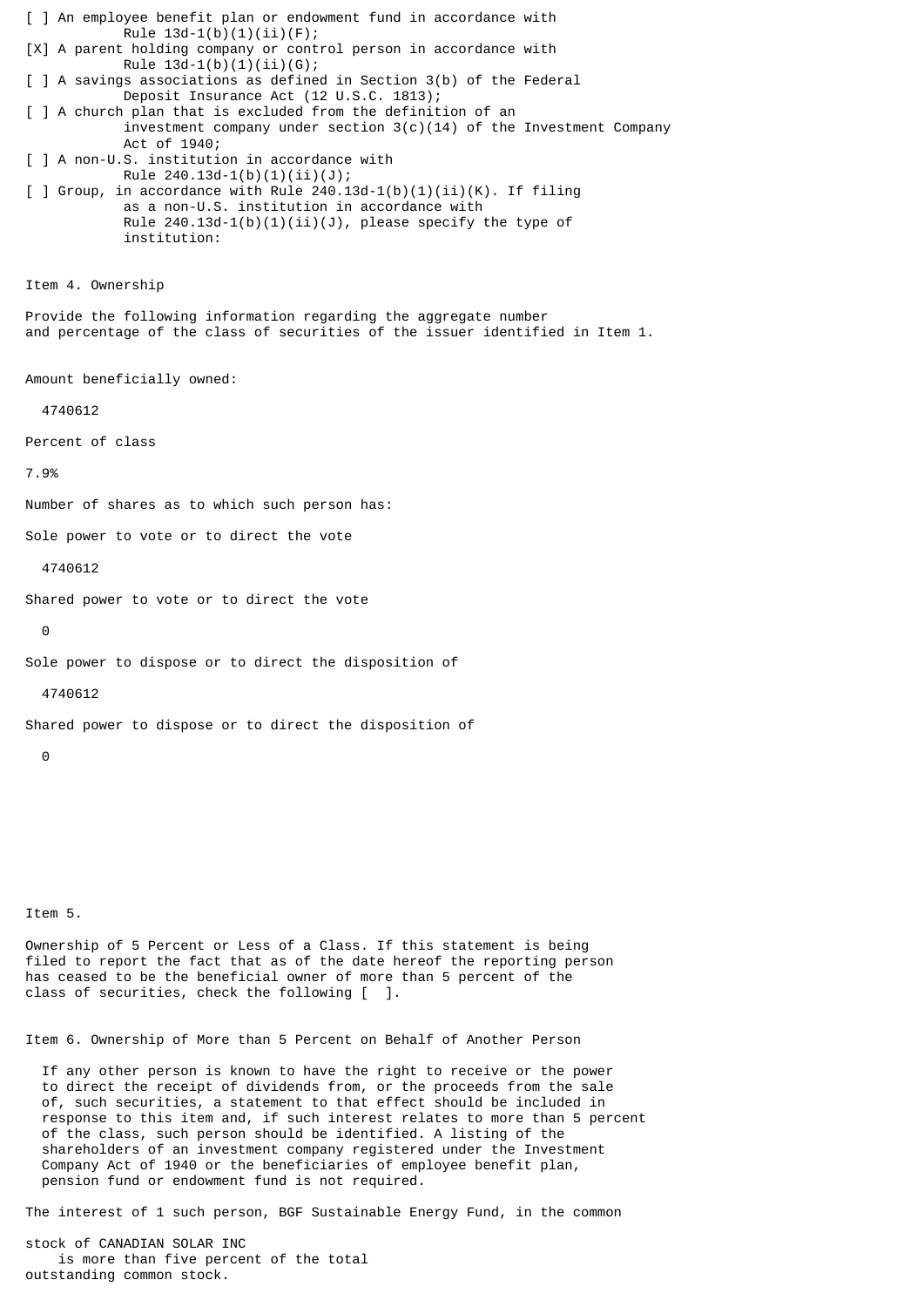[ ] An employee benefit plan or endowment fund in accordance with Rule 13d-1(b)(1)(ii)(F);

[X] A parent holding company or control person in accordance with Rule 13d-1(b)(1)(ii)(G);

[ ] A savings associations as defined in Section 3(b) of the Federal Deposit Insurance Act (12 U.S.C. 1813);

[ ] A church plan that is excluded from the definition of an investment company under section 3(c)(14) of the Investment Company Act of 1940;

[ ] A non-U.S. institution in accordance with Rule 240.13d-1(b)(1)(ii)(J);

[ ] Group, in accordance with Rule 240.13d-1(b)(1)(ii)(K). If filing as a non-U.S. institution in accordance with Rule 240.13d-1(b)(1)(ii)(J), please specify the type of institution:

Item 4. Ownership

Provide the following information regarding the aggregate number and percentage of the class of securities of the issuer identified in Item 1.

Amount beneficially owned:

4740612

Percent of class

7.9%

Number of shares as to which such person has:

Sole power to vote or to direct the vote

4740612

Shared power to vote or to direct the vote

0

Sole power to dispose or to direct the disposition of

4740612

Shared power to dispose or to direct the disposition of

0

Item 5.

Ownership of 5 Percent or Less of a Class. If this statement is being filed to report the fact that as of the date hereof the reporting person has ceased to be the beneficial owner of more than 5 percent of the class of securities, check the following [ ].

Item 6. Ownership of More than 5 Percent on Behalf of Another Person

If any other person is known to have the right to receive or the power to direct the receipt of dividends from, or the proceeds from the sale of, such securities, a statement to that effect should be included in response to this item and, if such interest relates to more than 5 percent of the class, such person should be identified. A listing of the shareholders of an investment company registered under the Investment Company Act of 1940 or the beneficiaries of employee benefit plan, pension fund or endowment fund is not required.

The interest of 1 such person, BGF Sustainable Energy Fund, in the common stock of CANADIAN SOLAR INC is more than five percent of the total outstanding common stock.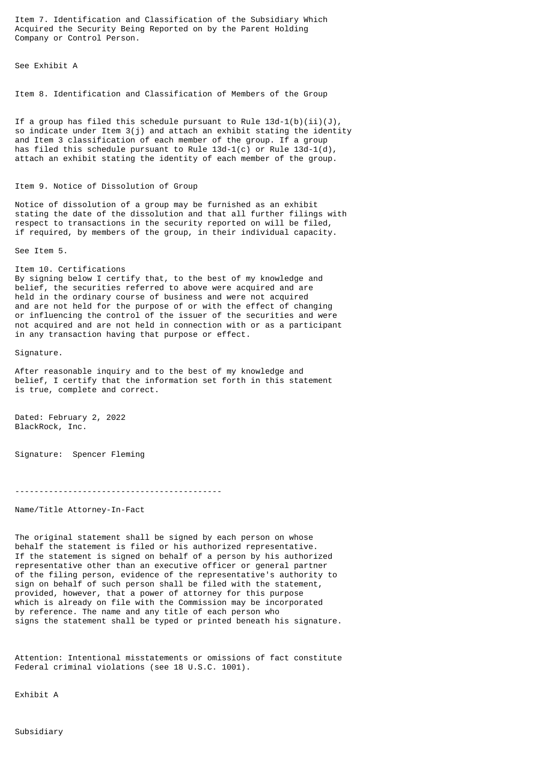Item 7. Identification and Classification of the Subsidiary Which Acquired the Security Being Reported on by the Parent Holding Company or Control Person.

See Exhibit A

Item 8. Identification and Classification of Members of the Group

If a group has filed this schedule pursuant to Rule 13d-1(b)(ii)(J), so indicate under Item 3(j) and attach an exhibit stating the identity and Item 3 classification of each member of the group. If a group has filed this schedule pursuant to Rule 13d-1(c) or Rule 13d-1(d), attach an exhibit stating the identity of each member of the group.

Item 9. Notice of Dissolution of Group

Notice of dissolution of a group may be furnished as an exhibit stating the date of the dissolution and that all further filings with respect to transactions in the security reported on will be filed, if required, by members of the group, in their individual capacity.

See Item 5.

Item 10. Certifications
By signing below I certify that, to the best of my knowledge and belief, the securities referred to above were acquired and are held in the ordinary course of business and were not acquired and are not held for the purpose of or with the effect of changing or influencing the control of the issuer of the securities and were not acquired and are not held in connection with or as a participant in any transaction having that purpose or effect.

Signature.

After reasonable inquiry and to the best of my knowledge and belief, I certify that the information set forth in this statement is true, complete and correct.

Dated: February 2, 2022
BlackRock, Inc.

Signature: Spencer Fleming

-------------------------------------------

Name/Title Attorney-In-Fact

The original statement shall be signed by each person on whose behalf the statement is filed or his authorized representative. If the statement is signed on behalf of a person by his authorized representative other than an executive officer or general partner of the filing person, evidence of the representative's authority to sign on behalf of such person shall be filed with the statement, provided, however, that a power of attorney for this purpose which is already on file with the Commission may be incorporated by reference. The name and any title of each person who signs the statement shall be typed or printed beneath his signature.

Attention: Intentional misstatements or omissions of fact constitute Federal criminal violations (see 18 U.S.C. 1001).

Exhibit A

Subsidiary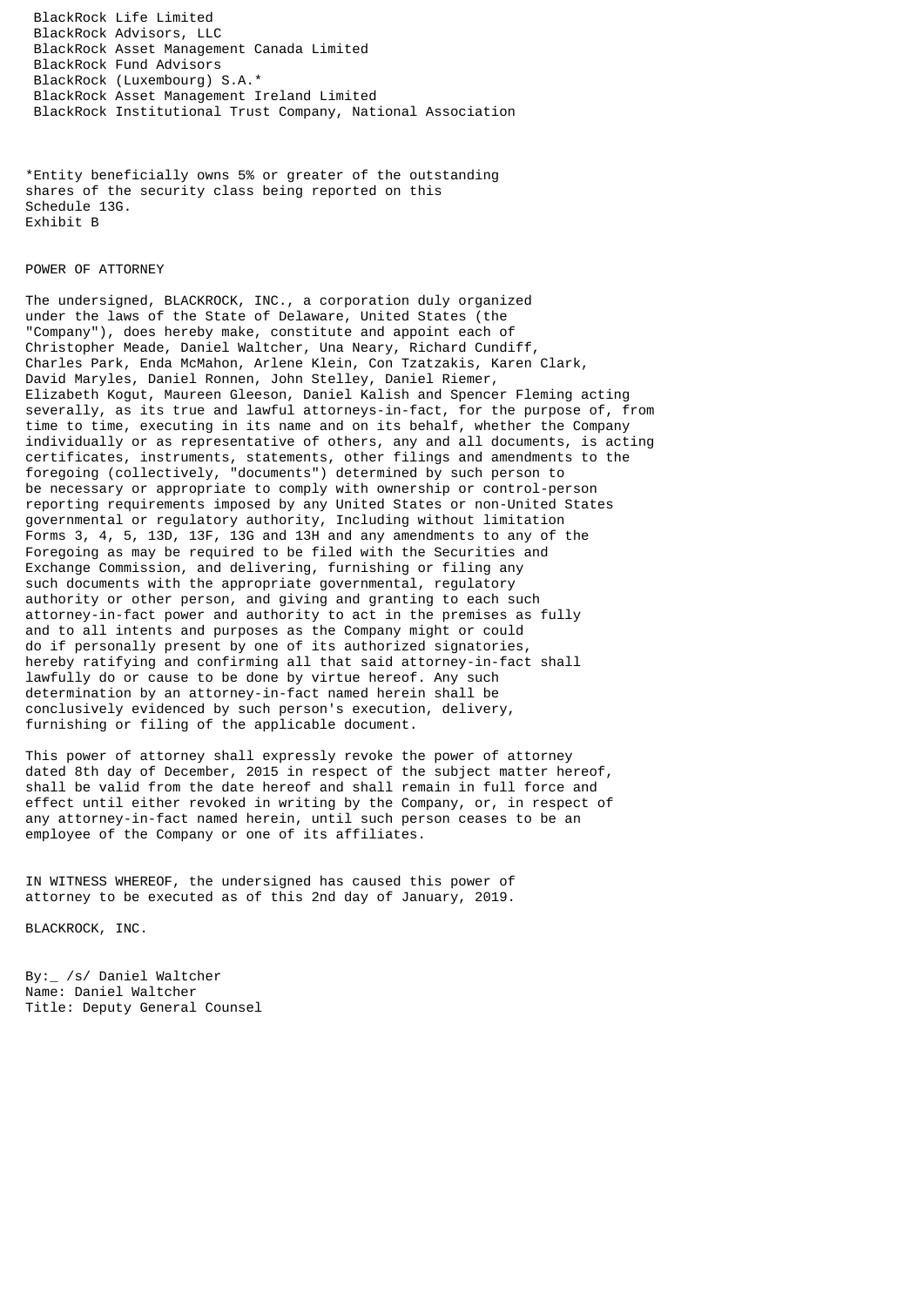BlackRock Life Limited
BlackRock Advisors, LLC
BlackRock Asset Management Canada Limited
BlackRock Fund Advisors
BlackRock (Luxembourg) S.A.*
BlackRock Asset Management Ireland Limited
BlackRock Institutional Trust Company, National Association

*Entity beneficially owns 5% or greater of the outstanding shares of the security class being reported on this Schedule 13G.

Exhibit B

POWER OF ATTORNEY

The undersigned, BLACKROCK, INC., a corporation duly organized under the laws of the State of Delaware, United States (the "Company"), does hereby make, constitute and appoint each of Christopher Meade, Daniel Waltcher, Una Neary, Richard Cundiff, Charles Park, Enda McMahon, Arlene Klein, Con Tzatzakis, Karen Clark, David Maryles, Daniel Ronnen, John Stelley, Daniel Riemer, Elizabeth Kogut, Maureen Gleeson, Daniel Kalish and Spencer Fleming acting severally, as its true and lawful attorneys-in-fact, for the purpose of, from time to time, executing in its name and on its behalf, whether the Company individually or as representative of others, any and all documents, is acting certificates, instruments, statements, other filings and amendments to the foregoing (collectively, "documents") determined by such person to be necessary or appropriate to comply with ownership or control-person reporting requirements imposed by any United States or non-United States governmental or regulatory authority, Including without limitation Forms 3, 4, 5, 13D, 13F, 13G and 13H and any amendments to any of the Foregoing as may be required to be filed with the Securities and Exchange Commission, and delivering, furnishing or filing any such documents with the appropriate governmental, regulatory authority or other person, and giving and granting to each such attorney-in-fact power and authority to act in the premises as fully and to all intents and purposes as the Company might or could do if personally present by one of its authorized signatories, hereby ratifying and confirming all that said attorney-in-fact shall lawfully do or cause to be done by virtue hereof. Any such determination by an attorney-in-fact named herein shall be conclusively evidenced by such person's execution, delivery, furnishing or filing of the applicable document.

This power of attorney shall expressly revoke the power of attorney dated 8th day of December, 2015 in respect of the subject matter hereof, shall be valid from the date hereof and shall remain in full force and effect until either revoked in writing by the Company, or, in respect of any attorney-in-fact named herein, until such person ceases to be an employee of the Company or one of its affiliates.

IN WITNESS WHEREOF, the undersigned has caused this power of attorney to be executed as of this 2nd day of January, 2019.

BLACKROCK, INC.

By:_ /s/ Daniel Waltcher
Name: Daniel Waltcher
Title: Deputy General Counsel